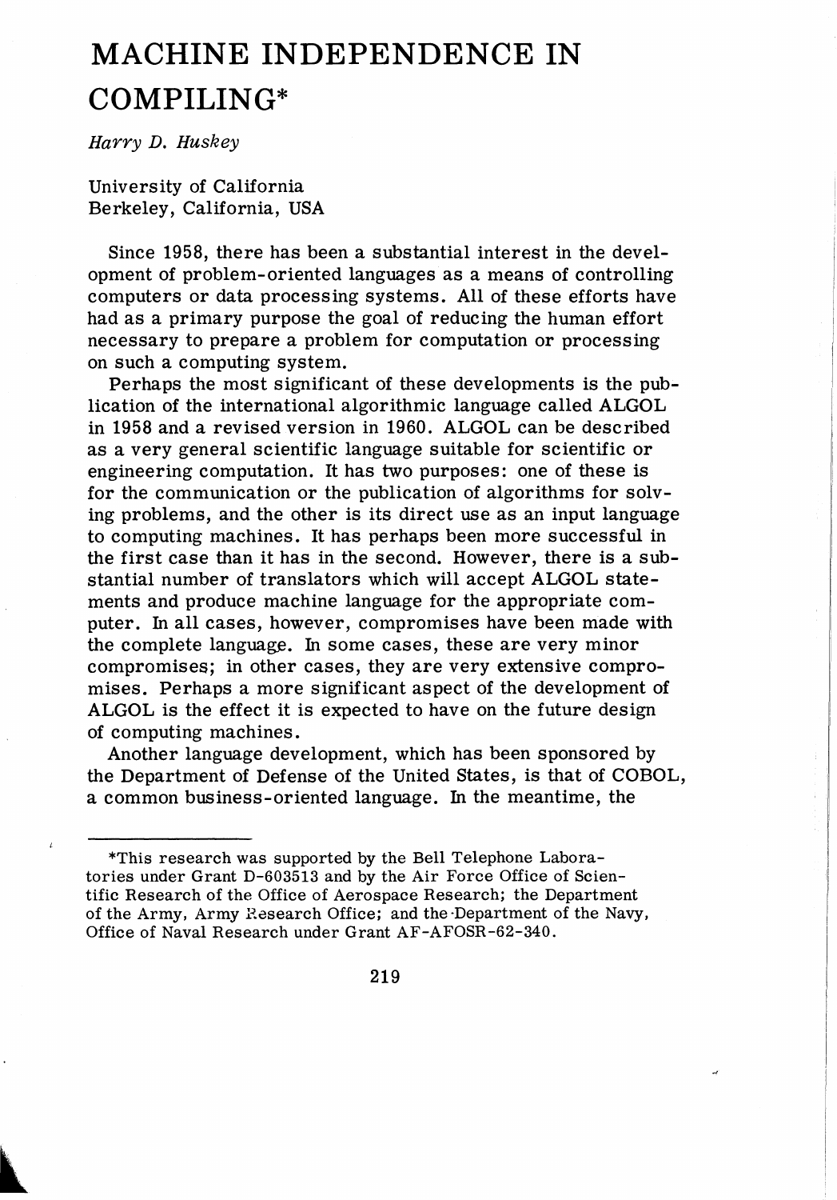# MACHINE INDEPENDENCE IN COMPILING*

*Harry D. Huskey*

University of California
Berkeley, California, USA

Since 1958, there has been a substantial interest in the development of problem-oriented languages as a means of controlling computers or data processing systems. All of these efforts have had as a primary purpose the goal of reducing the human effort necessary to prepare a problem for computation or processing on such a computing system.

Perhaps the most significant of these developments is the publication of the international algorithmic language called ALGOL in 1958 and a revised version in 1960. ALGOL can be described as a very general scientific language suitable for scientific or engineering computation. It has two purposes: one of these is for the communication or the publication of algorithms for solving problems, and the other is its direct use as an input language to computing machines. It has perhaps been more successful in the first case than it has in the second. However, there is a substantial number of translators which will accept ALGOL statements and produce machine language for the appropriate computer. In all cases, however, compromises have been made with the complete language. In some cases, these are very minor compromises; in other cases, they are very extensive compromises. Perhaps a more significant aspect of the development of ALGOL is the effect it is expected to have on the future design of computing machines.

Another language development, which has been sponsored by the Department of Defense of the United States, is that of COBOL, a common business-oriented language. In the meantime, the

*This research was supported by the Bell Telephone Laboratories under Grant D-603513 and by the Air Force Office of Scientific Research of the Office of Aerospace Research; the Department of the Army, Army Research Office; and the Department of the Navy, Office of Naval Research under Grant AF-AFOSR-62-340.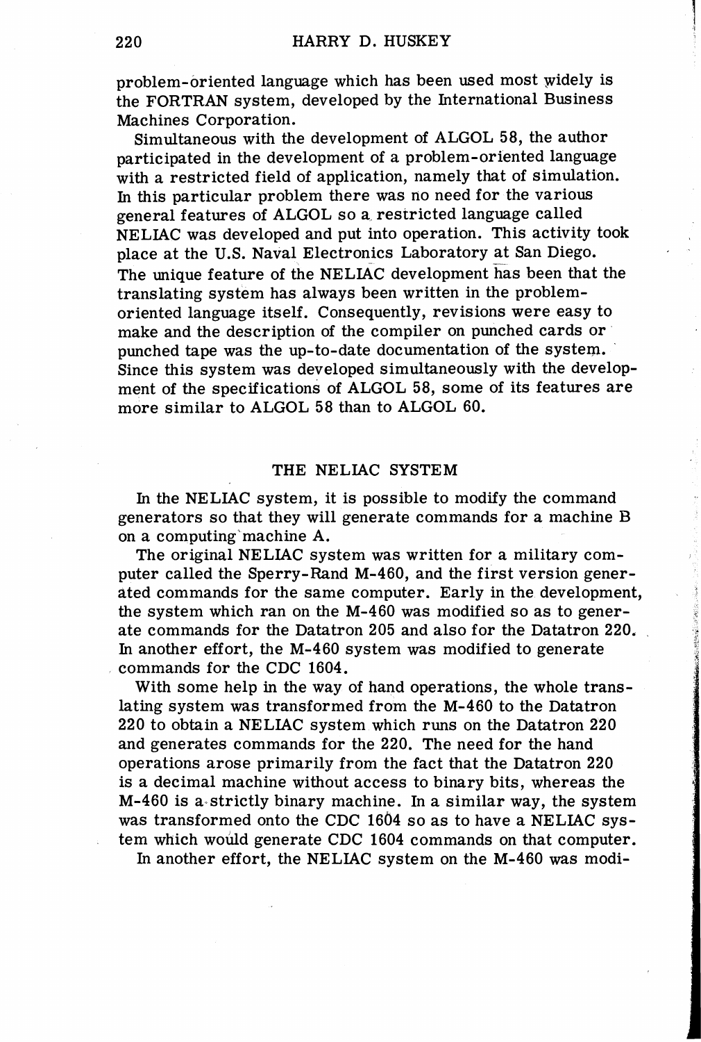problem-oriented language which has been used most widely is the FORTRAN system, developed by the International Business Machines Corporation.

Simultaneous with the development of ALGOL 58, the author participated in the development of a problem-oriented language with a restricted field of application, namely that of simulation. In this particular problem there was no need for the various general features of ALGOL so a restricted language called NELIAC was developed and put into operation. This activity took place at the U.S. Naval Electronics Laboratory at San Diego. The unique feature of the NELIAC development has been that the translating system has always been written in the problem-oriented language itself. Consequently, revisions were easy to make and the description of the compiler on punched cards or punched tape was the up-to-date documentation of the system. Since this system was developed simultaneously with the development of the specifications of ALGOL 58, some of its features are more similar to ALGOL 58 than to ALGOL 60.

## THE NELIAC SYSTEM

In the NELIAC system, it is possible to modify the command generators so that they will generate commands for a machine B on a computing machine A.

The original NELIAC system was written for a military computer called the Sperry-Rand M-460, and the first version generated commands for the same computer. Early in the development, the system which ran on the M-460 was modified so as to generate commands for the Datatron 205 and also for the Datatron 220. In another effort, the M-460 system was modified to generate commands for the CDC 1604.

With some help in the way of hand operations, the whole translating system was transformed from the M-460 to the Datatron 220 to obtain a NELIAC system which runs on the Datatron 220 and generates commands for the 220. The need for the hand operations arose primarily from the fact that the Datatron 220 is a decimal machine without access to binary bits, whereas the M-460 is a strictly binary machine. In a similar way, the system was transformed onto the CDC 1604 so as to have a NELIAC system which would generate CDC 1604 commands on that computer.

In another effort, the NELIAC system on the M-460 was modi-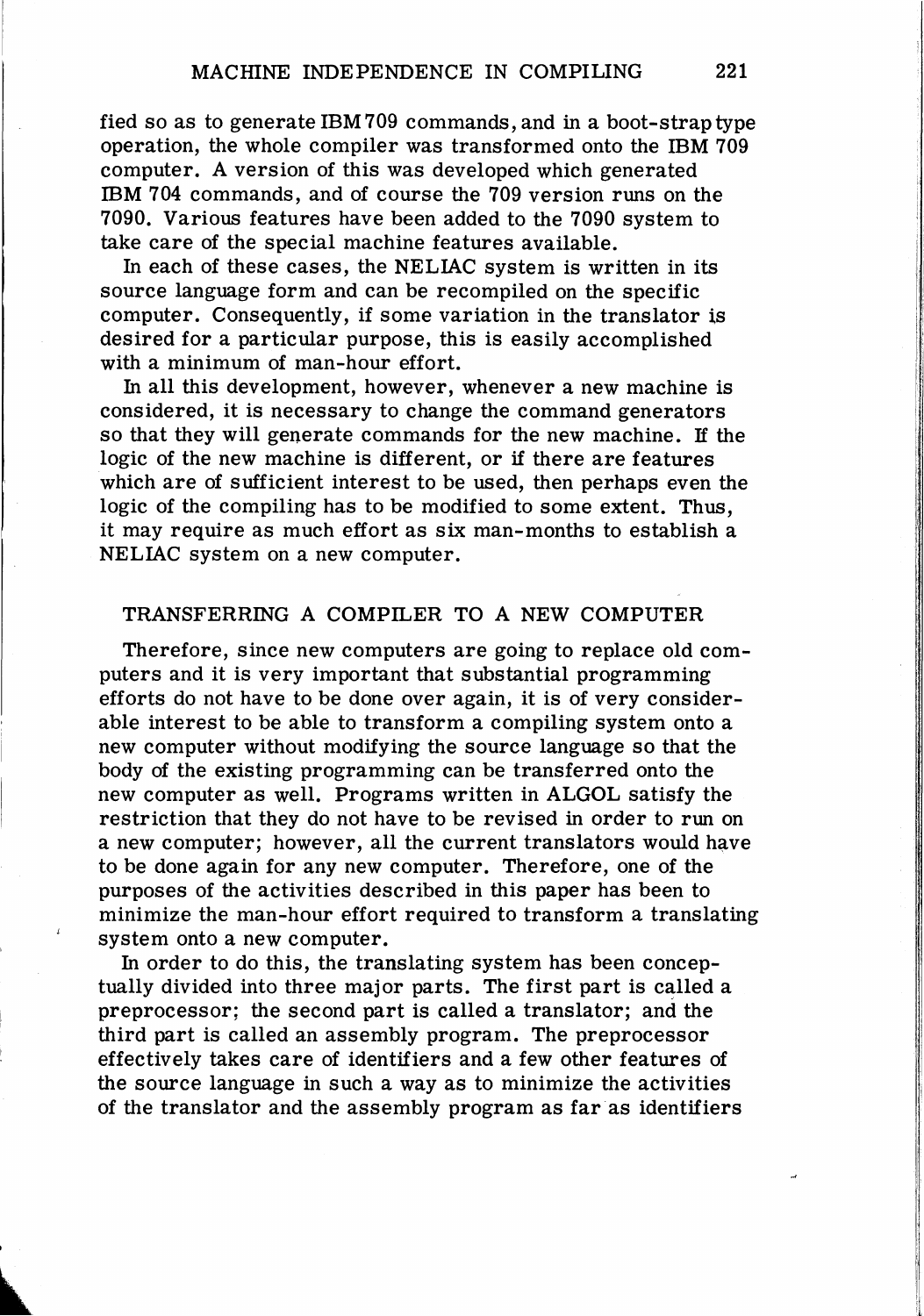fied so as to generate IBM 709 commands, and in a boot-strap type operation, the whole compiler was transformed onto the IBM 709 computer. A version of this was developed which generated IBM 704 commands, and of course the 709 version runs on the 7090. Various features have been added to the 7090 system to take care of the special machine features available.

In each of these cases, the NELIAC system is written in its source language form and can be recompiled on the specific computer. Consequently, if some variation in the translator is desired for a particular purpose, this is easily accomplished with a minimum of man-hour effort.

In all this development, however, whenever a new machine is considered, it is necessary to change the command generators so that they will generate commands for the new machine. If the logic of the new machine is different, or if there are features which are of sufficient interest to be used, then perhaps even the logic of the compiling has to be modified to some extent. Thus, it may require as much effort as six man-months to establish a NELIAC system on a new computer.

## TRANSFERRING A COMPILER TO A NEW COMPUTER

Therefore, since new computers are going to replace old computers and it is very important that substantial programming efforts do not have to be done over again, it is of very considerable interest to be able to transform a compiling system onto a new computer without modifying the source language so that the body of the existing programming can be transferred onto the new computer as well. Programs written in ALGOL satisfy the restriction that they do not have to be revised in order to run on a new computer; however, all the current translators would have to be done again for any new computer. Therefore, one of the purposes of the activities described in this paper has been to minimize the man-hour effort required to transform a translating system onto a new computer.

In order to do this, the translating system has been conceptually divided into three major parts. The first part is called a preprocessor; the second part is called a translator; and the third part is called an assembly program. The preprocessor effectively takes care of identifiers and a few other features of the source language in such a way as to minimize the activities of the translator and the assembly program as far as identifiers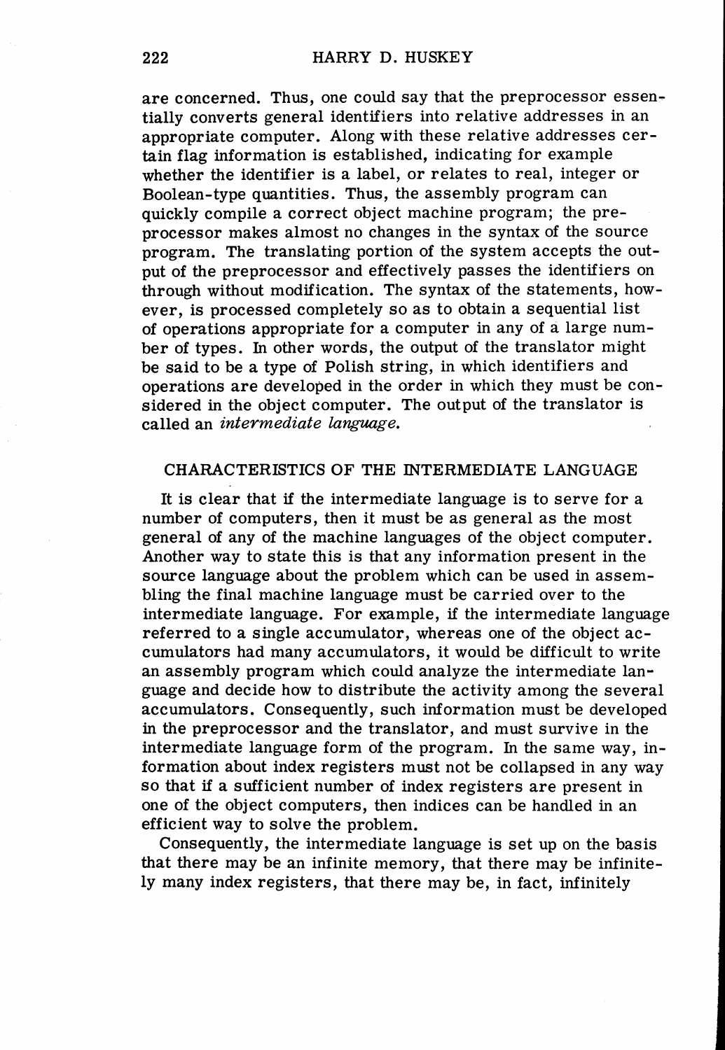are concerned. Thus, one could say that the preprocessor essentially converts general identifiers into relative addresses in an appropriate computer. Along with these relative addresses certain flag information is established, indicating for example whether the identifier is a label, or relates to real, integer or Boolean-type quantities. Thus, the assembly program can quickly compile a correct object machine program; the preprocessor makes almost no changes in the syntax of the source program. The translating portion of the system accepts the output of the preprocessor and effectively passes the identifiers on through without modification. The syntax of the statements, however, is processed completely so as to obtain a sequential list of operations appropriate for a computer in any of a large number of types. In other words, the output of the translator might be said to be a type of Polish string, in which identifiers and operations are developed in the order in which they must be considered in the object computer. The output of the translator is called an *intermediate language.*

## CHARACTERISTICS OF THE INTERMEDIATE LANGUAGE

It is clear that if the intermediate language is to serve for a number of computers, then it must be as general as the most general of any of the machine languages of the object computer. Another way to state this is that any information present in the source language about the problem which can be used in assembling the final machine language must be carried over to the intermediate language. For example, if the intermediate language referred to a single accumulator, whereas one of the object accumulators had many accumulators, it would be difficult to write an assembly program which could analyze the intermediate language and decide how to distribute the activity among the several accumulators. Consequently, such information must be developed in the preprocessor and the translator, and must survive in the intermediate language form of the program. In the same way, information about index registers must not be collapsed in any way so that if a sufficient number of index registers are present in one of the object computers, then indices can be handled in an efficient way to solve the problem.

Consequently, the intermediate language is set up on the basis that there may be an infinite memory, that there may be infinitely many index registers, that there may be, in fact, infinitely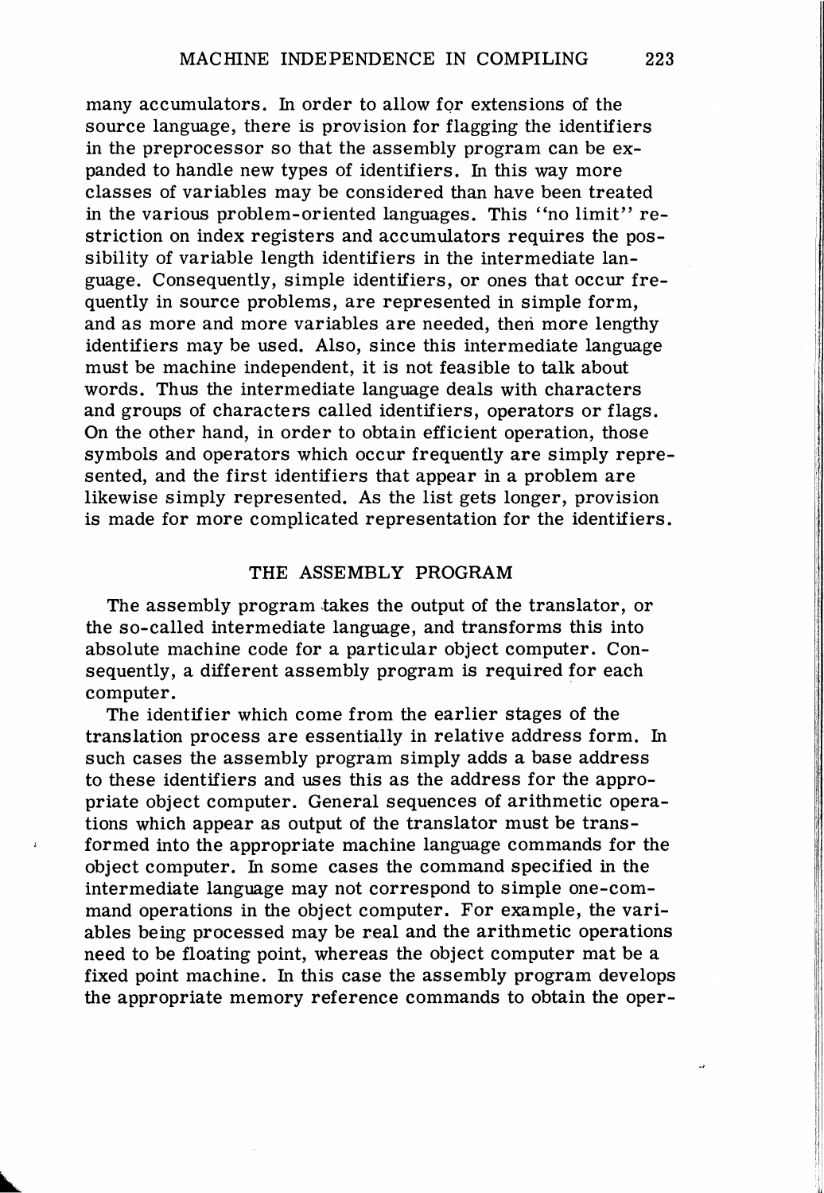many accumulators. In order to allow for extensions of the source language, there is provision for flagging the identifiers in the preprocessor so that the assembly program can be expanded to handle new types of identifiers. In this way more classes of variables may be considered than have been treated in the various problem-oriented languages. This "no limit" restriction on index registers and accumulators requires the possibility of variable length identifiers in the intermediate language. Consequently, simple identifiers, or ones that occur frequently in source problems, are represented in simple form, and as more and more variables are needed, then more lengthy identifiers may be used. Also, since this intermediate language must be machine independent, it is not feasible to talk about words. Thus the intermediate language deals with characters and groups of characters called identifiers, operators or flags. On the other hand, in order to obtain efficient operation, those symbols and operators which occur frequently are simply represented, and the first identifiers that appear in a problem are likewise simply represented. As the list gets longer, provision is made for more complicated representation for the identifiers.

## THE ASSEMBLY PROGRAM

The assembly program takes the output of the translator, or the so-called intermediate language, and transforms this into absolute machine code for a particular object computer. Consequently, a different assembly program is required for each computer.

The identifier which come from the earlier stages of the translation process are essentially in relative address form. In such cases the assembly program simply adds a base address to these identifiers and uses this as the address for the appropriate object computer. General sequences of arithmetic operations which appear as output of the translator must be transformed into the appropriate machine language commands for the object computer. In some cases the command specified in the intermediate language may not correspond to simple one-command operations in the object computer. For example, the variables being processed may be real and the arithmetic operations need to be floating point, whereas the object computer mat be a fixed point machine. In this case the assembly program develops the appropriate memory reference commands to obtain the oper-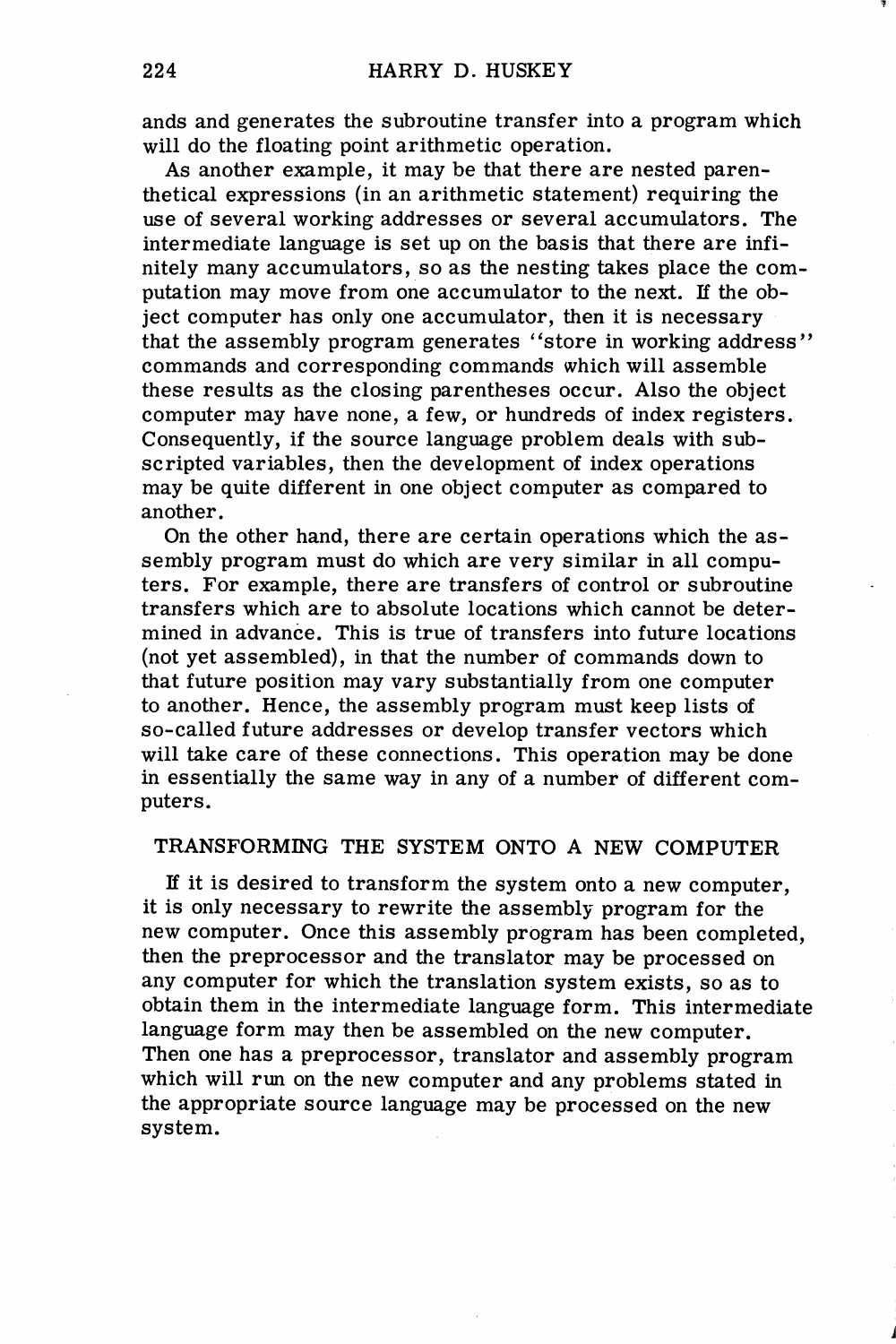ands and generates the subroutine transfer into a program which will do the floating point arithmetic operation.

As another example, it may be that there are nested parenthetical expressions (in an arithmetic statement) requiring the use of several working addresses or several accumulators. The intermediate language is set up on the basis that there are infinitely many accumulators, so as the nesting takes place the computation may move from one accumulator to the next. If the object computer has only one accumulator, then it is necessary that the assembly program generates "store in working address" commands and corresponding commands which will assemble these results as the closing parentheses occur. Also the object computer may have none, a few, or hundreds of index registers. Consequently, if the source language problem deals with subscripted variables, then the development of index operations may be quite different in one object computer as compared to another.

On the other hand, there are certain operations which the assembly program must do which are very similar in all computers. For example, there are transfers of control or subroutine transfers which are to absolute locations which cannot be determined in advance. This is true of transfers into future locations (not yet assembled), in that the number of commands down to that future position may vary substantially from one computer to another. Hence, the assembly program must keep lists of so-called future addresses or develop transfer vectors which will take care of these connections. This operation may be done in essentially the same way in any of a number of different computers.

## TRANSFORMING THE SYSTEM ONTO A NEW COMPUTER

If it is desired to transform the system onto a new computer, it is only necessary to rewrite the assembly program for the new computer. Once this assembly program has been completed, then the preprocessor and the translator may be processed on any computer for which the translation system exists, so as to obtain them in the intermediate language form. This intermediate language form may then be assembled on the new computer. Then one has a preprocessor, translator and assembly program which will run on the new computer and any problems stated in the appropriate source language may be processed on the new system.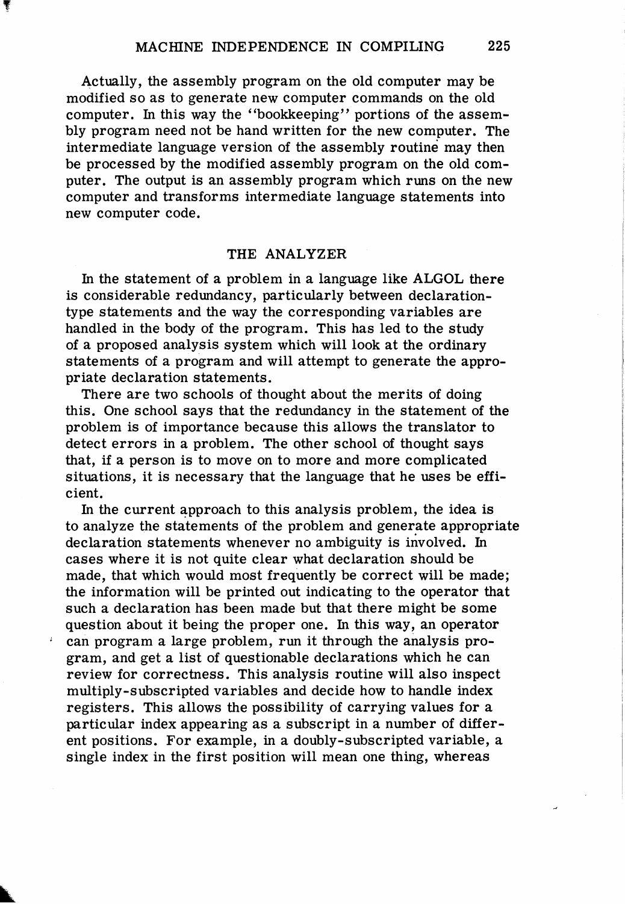Actually, the assembly program on the old computer may be modified so as to generate new computer commands on the old computer. In this way the "bookkeeping" portions of the assembly program need not be hand written for the new computer. The intermediate language version of the assembly routine may then be processed by the modified assembly program on the old computer. The output is an assembly program which runs on the new computer and transforms intermediate language statements into new computer code.

## THE ANALYZER

In the statement of a problem in a language like ALGOL there is considerable redundancy, particularly between declaration-type statements and the way the corresponding variables are handled in the body of the program. This has led to the study of a proposed analysis system which will look at the ordinary statements of a program and will attempt to generate the appropriate declaration statements.

There are two schools of thought about the merits of doing this. One school says that the redundancy in the statement of the problem is of importance because this allows the translator to detect errors in a problem. The other school of thought says that, if a person is to move on to more and more complicated situations, it is necessary that the language that he uses be efficient.

In the current approach to this analysis problem, the idea is to analyze the statements of the problem and generate appropriate declaration statements whenever no ambiguity is involved. In cases where it is not quite clear what declaration should be made, that which would most frequently be correct will be made; the information will be printed out indicating to the operator that such a declaration has been made but that there might be some question about it being the proper one. In this way, an operator can program a large problem, run it through the analysis program, and get a list of questionable declarations which he can review for correctness. This analysis routine will also inspect multiply-subscripted variables and decide how to handle index registers. This allows the possibility of carrying values for a particular index appearing as a subscript in a number of different positions. For example, in a doubly-subscripted variable, a single index in the first position will mean one thing, whereas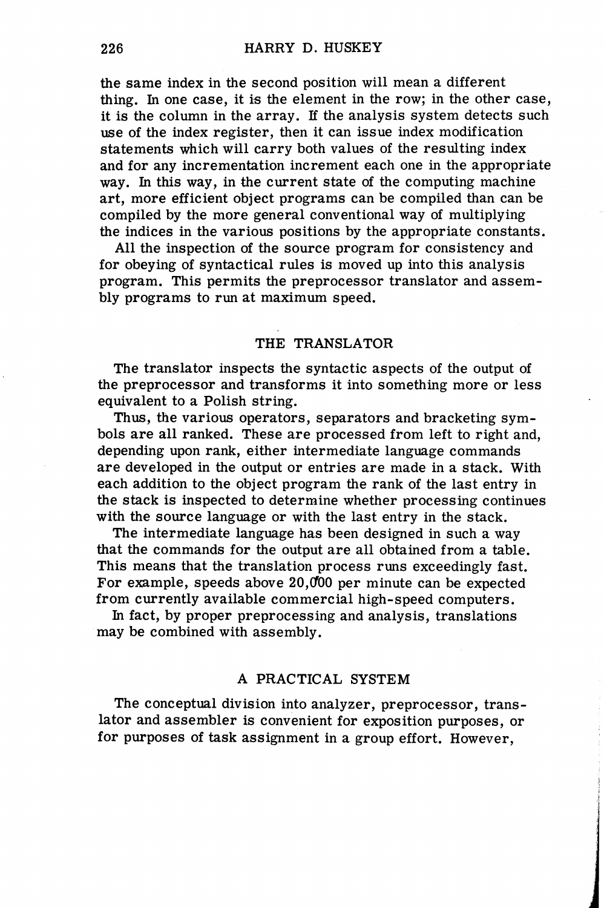the same index in the second position will mean a different thing. In one case, it is the element in the row; in the other case, it is the column in the array. If the analysis system detects such use of the index register, then it can issue index modification statements which will carry both values of the resulting index and for any incrementation increment each one in the appropriate way. In this way, in the current state of the computing machine art, more efficient object programs can be compiled than can be compiled by the more general conventional way of multiplying the indices in the various positions by the appropriate constants.

All the inspection of the source program for consistency and for obeying of syntactical rules is moved up into this analysis program. This permits the preprocessor translator and assembly programs to run at maximum speed.

## THE TRANSLATOR

The translator inspects the syntactic aspects of the output of the preprocessor and transforms it into something more or less equivalent to a Polish string.

Thus, the various operators, separators and bracketing symbols are all ranked. These are processed from left to right and, depending upon rank, either intermediate language commands are developed in the output or entries are made in a stack. With each addition to the object program the rank of the last entry in the stack is inspected to determine whether processing continues with the source language or with the last entry in the stack.

The intermediate language has been designed in such a way that the commands for the output are all obtained from a table. This means that the translation process runs exceedingly fast. For example, speeds above 20,000 per minute can be expected from currently available commercial high-speed computers.

In fact, by proper preprocessing and analysis, translations may be combined with assembly.

## A PRACTICAL SYSTEM

The conceptual division into analyzer, preprocessor, translator and assembler is convenient for exposition purposes, or for purposes of task assignment in a group effort. However,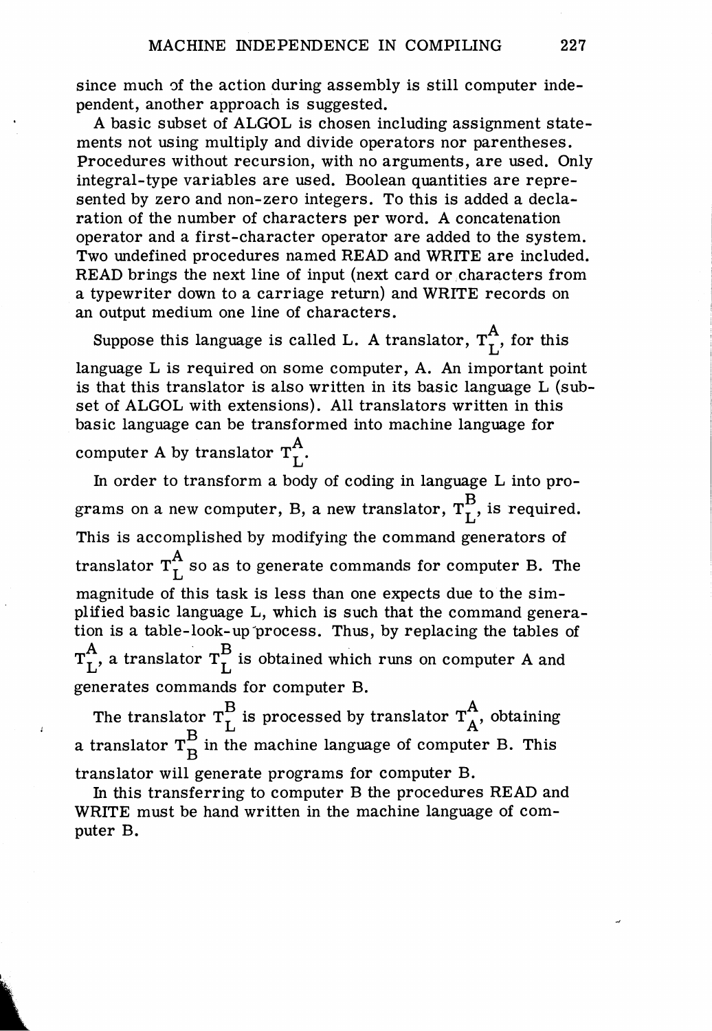since much of the action during assembly is still computer independent, another approach is suggested.

A basic subset of ALGOL is chosen including assignment statements not using multiply and divide operators nor parentheses. Procedures without recursion, with no arguments, are used. Only integral-type variables are used. Boolean quantities are represented by zero and non-zero integers. To this is added a declaration of the number of characters per word. A concatenation operator and a first-character operator are added to the system. Two undefined procedures named READ and WRITE are included. READ brings the next line of input (next card or characters from a typewriter down to a carriage return) and WRITE records on an output medium one line of characters.

Suppose this language is called L. A translator, $T_L^A$, for this language L is required on some computer, A. An important point is that this translator is also written in its basic language L (subset of ALGOL with extensions). All translators written in this basic language can be transformed into machine language for computer A by translator $T_L^A$.

In order to transform a body of coding in language L into programs on a new computer, B, a new translator, $T_L^B$, is required. This is accomplished by modifying the command generators of translator $T_L^A$ so as to generate commands for computer B. The magnitude of this task is less than one expects due to the simplified basic language L, which is such that the command generation is a table-look-up process. Thus, by replacing the tables of $T_L^A$, a translator $T_L^B$ is obtained which runs on computer A and generates commands for computer B.

The translator $T_L^B$ is processed by translator $T_A^A$, obtaining a translator $T_B^B$ in the machine language of computer B. This translator will generate programs for computer B.

In this transferring to computer B the procedures READ and WRITE must be hand written in the machine language of computer B.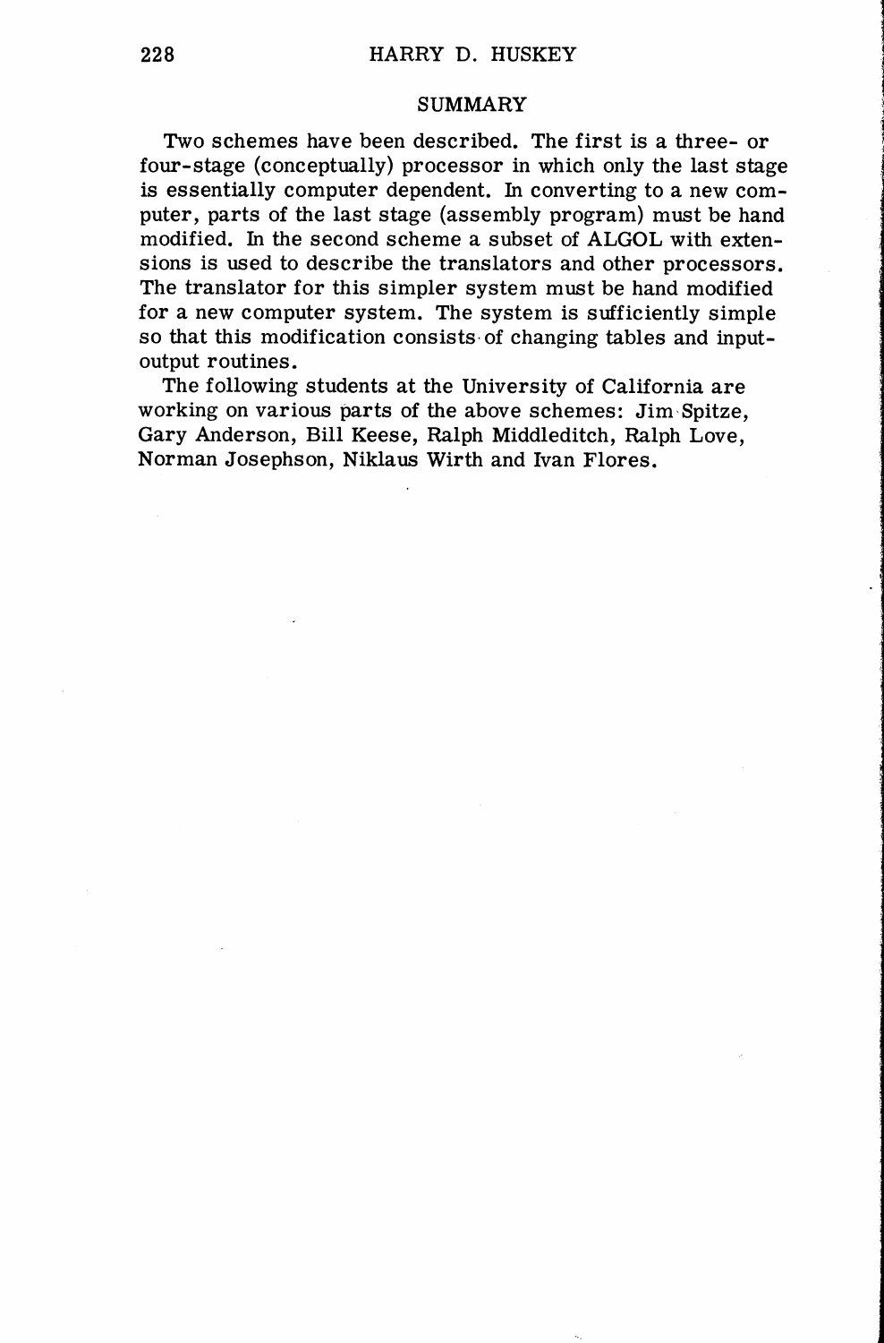## SUMMARY

Two schemes have been described. The first is a three- or four-stage (conceptually) processor in which only the last stage is essentially computer dependent. In converting to a new computer, parts of the last stage (assembly program) must be hand modified. In the second scheme a subset of ALGOL with extensions is used to describe the translators and other processors. The translator for this simpler system must be hand modified for a new computer system. The system is sufficiently simple so that this modification consists of changing tables and input-output routines.

The following students at the University of California are working on various parts of the above schemes: Jim Spitze, Gary Anderson, Bill Keese, Ralph Middleditch, Ralph Love, Norman Josephson, Niklaus Wirth and Ivan Flores.